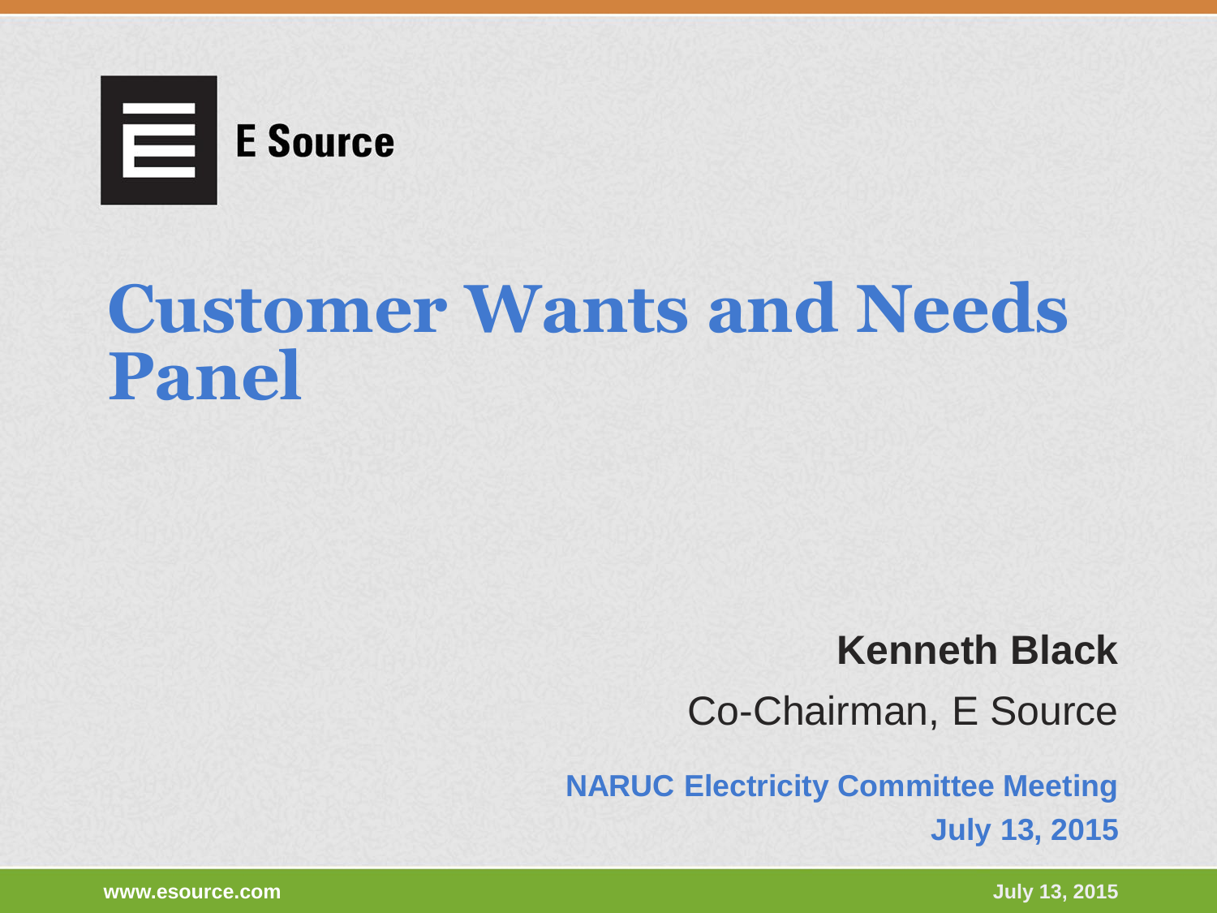E Source

# Customer Wants and Needs Panel

**Kenneth Black**

Co-Chairman, E Source

**NARUC Electricity Committee Meeting**

**July 13, 2015**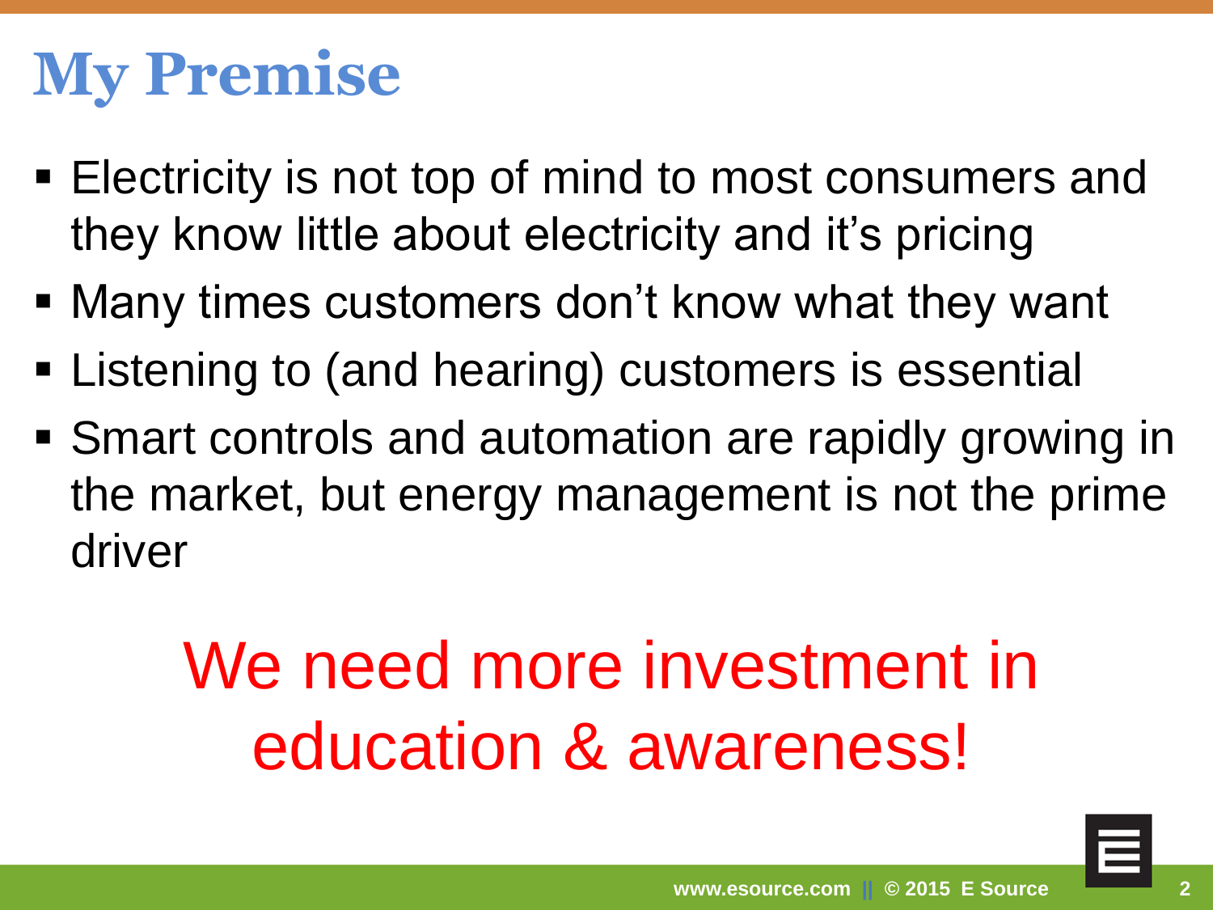# My Premise

- Electricity is not top of mind to most consumers and they know little about electricity and it's pricing
- Many times customers don't know what they want
- Listening to (and hearing) customers is essential
- Smart controls and automation are rapidly growing in the market, but energy management is not the prime driver

We need more investment in education & awareness!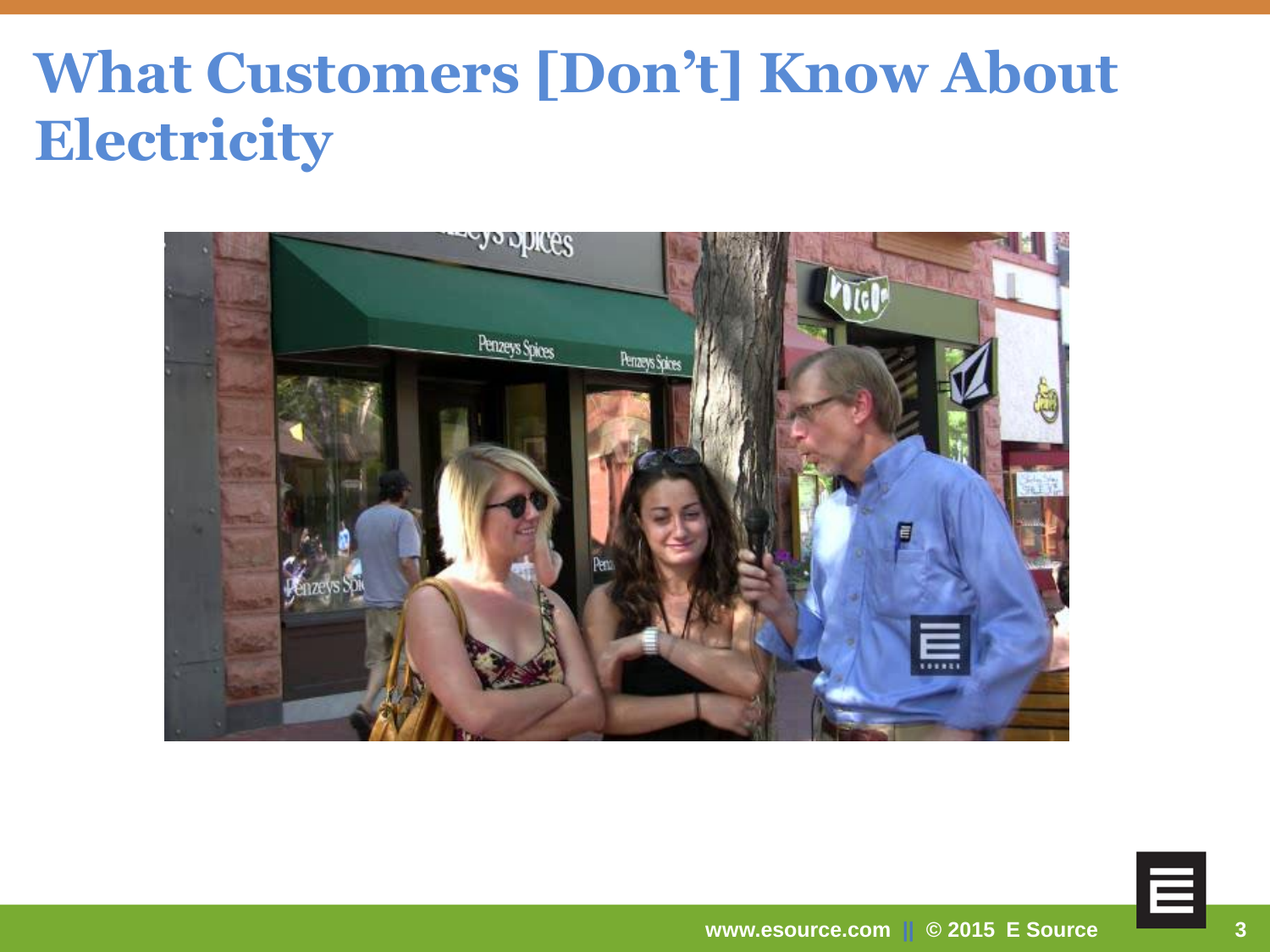# What Customers [Don't] Know About Electricity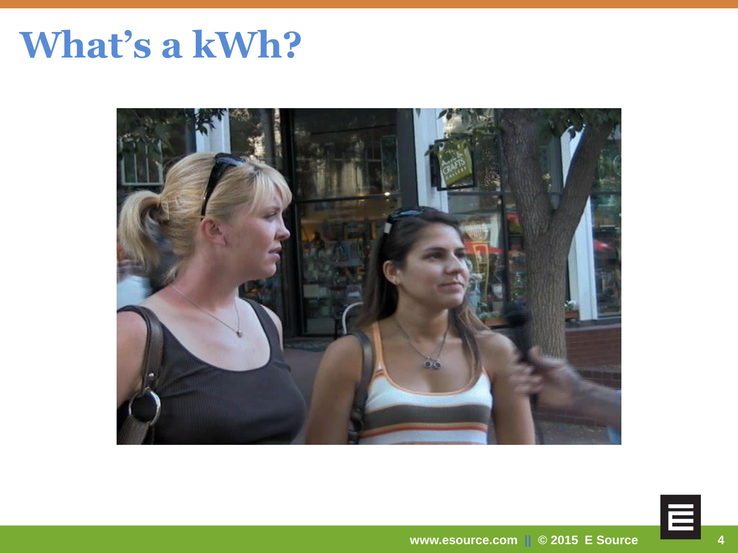# What's a kWh?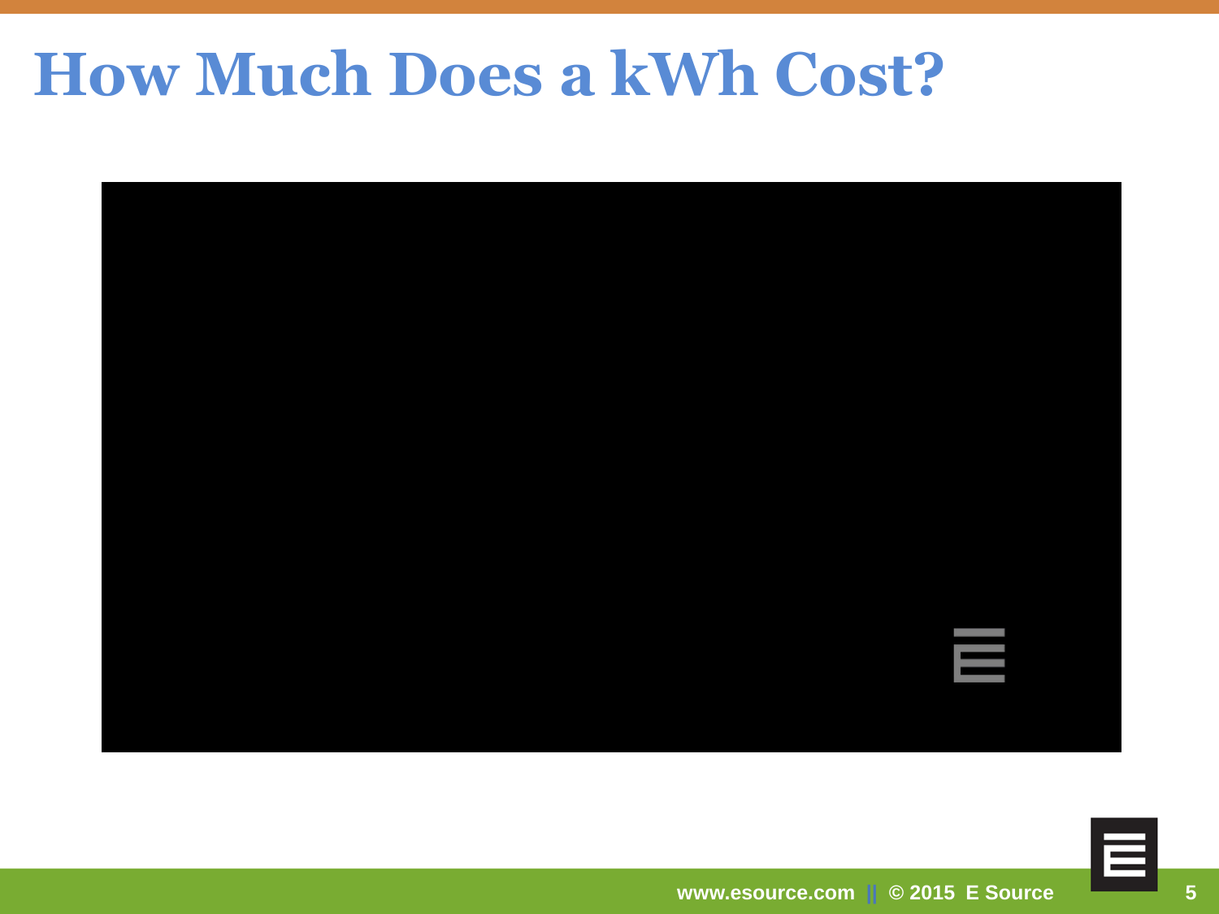# How Much Does a kWh Cost?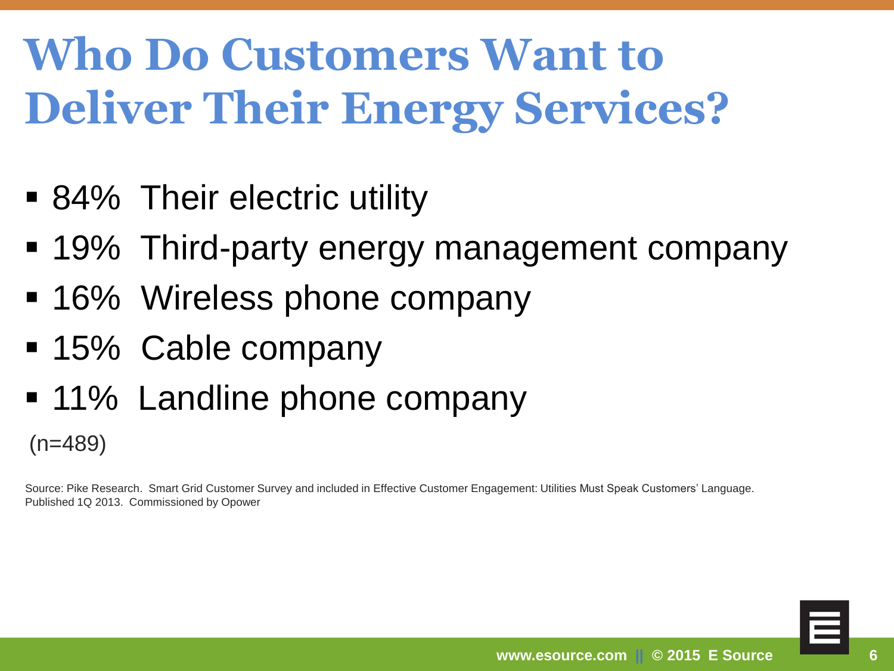# Who Do Customers Want to Deliver Their Energy Services?

- 84% Their electric utility
- 19% Third-party energy management company
- 16% Wireless phone company
- 15% Cable company
- 11% Landline phone company

(n=489)

Source: Pike Research. Smart Grid Customer Survey and included in Effective Customer Engagement: Utilities Must Speak Customers' Language. Published 1Q 2013. Commissioned by Opower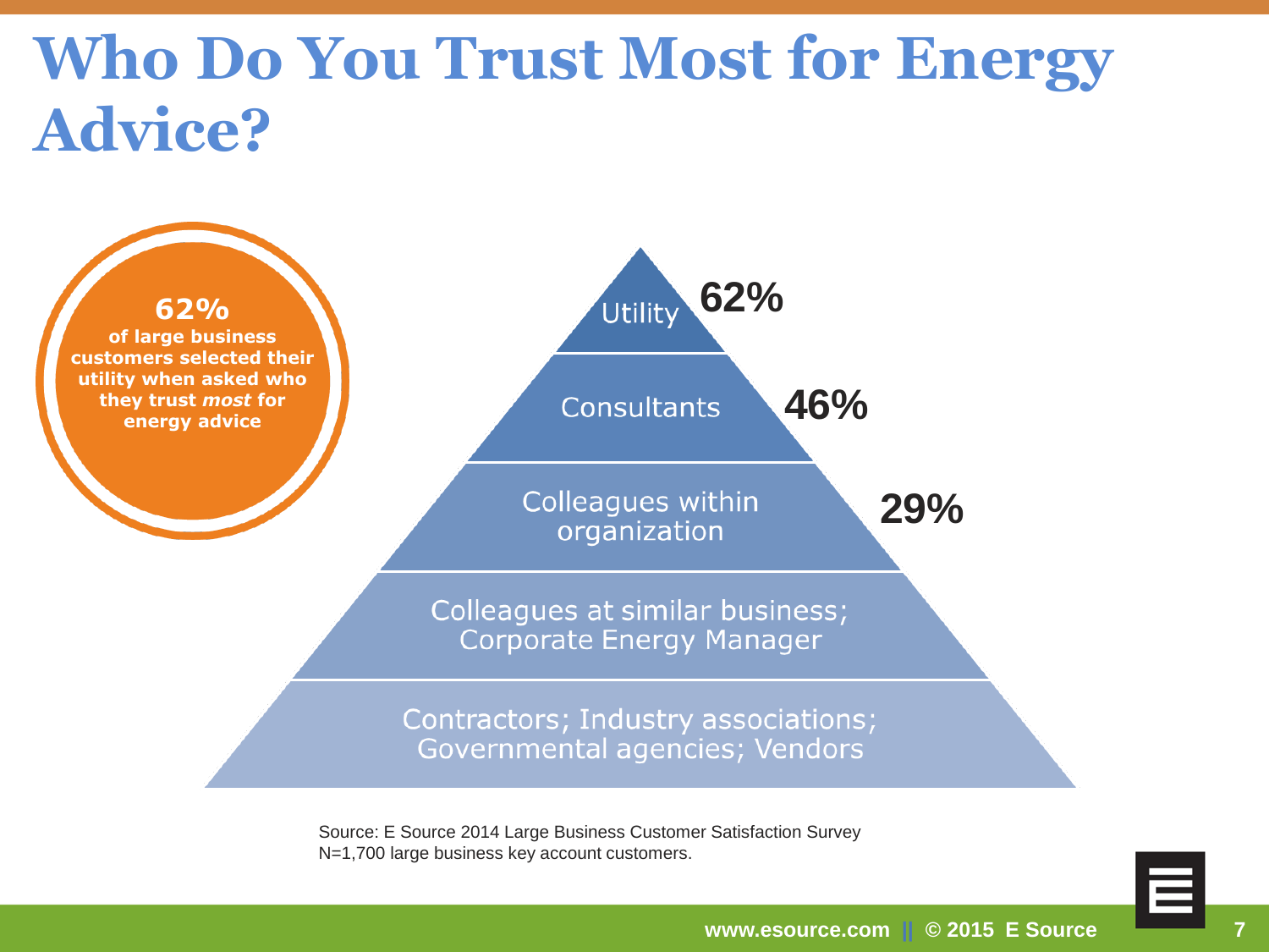# Who Do You Trust Most for Energy Advice?

**62%**
**of large business customers selected their utility when asked who they trust *most* for energy advice**

| Source | Percentage |
| --- | --- |
| Utility | 62% |
| Consultants | 46% |
| Colleagues within organization | 29% |
| Colleagues at similar business; Corporate Energy Manager | |
| Contractors; Industry associations; Governmental agencies; Vendors | |

Source: E Source 2014 Large Business Customer Satisfaction Survey
N=1,700 large business key account customers.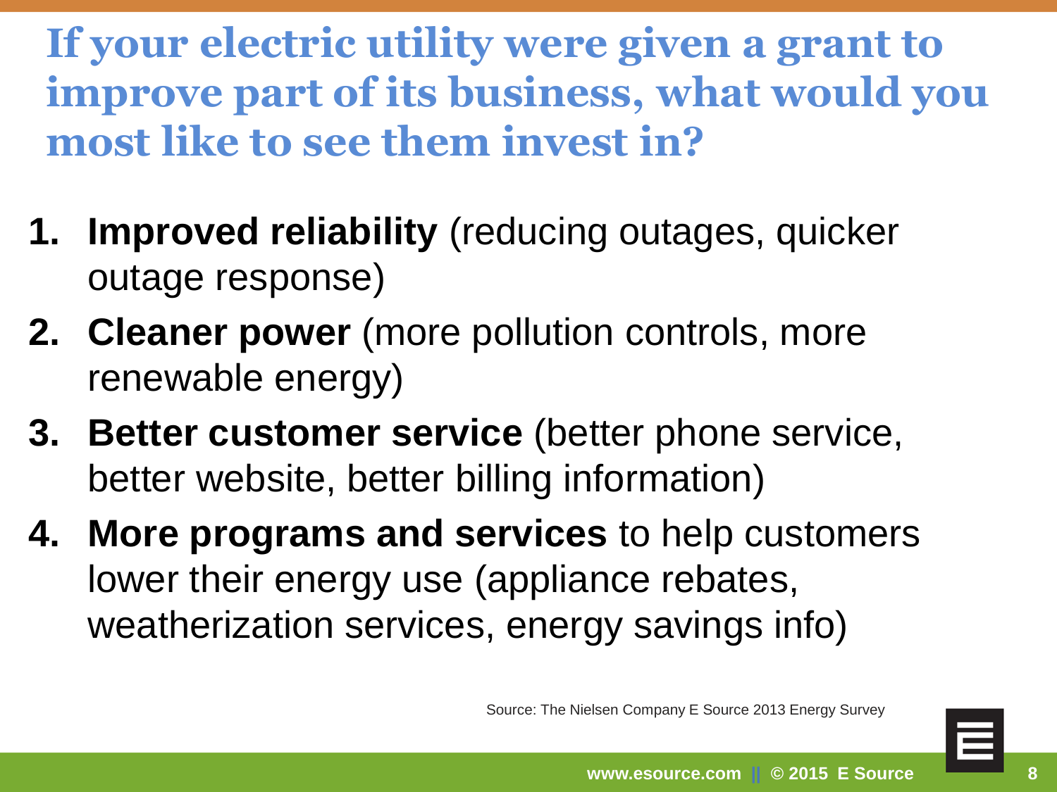# If your electric utility were given a grant to improve part of its business, what would you most like to see them invest in?

1. **Improved reliability** (reducing outages, quicker outage response)
2. **Cleaner power** (more pollution controls, more renewable energy)
3. **Better customer service** (better phone service, better website, better billing information)
4. **More programs and services** to help customers lower their energy use (appliance rebates, weatherization services, energy savings info)

Source: The Nielsen Company E Source 2013 Energy Survey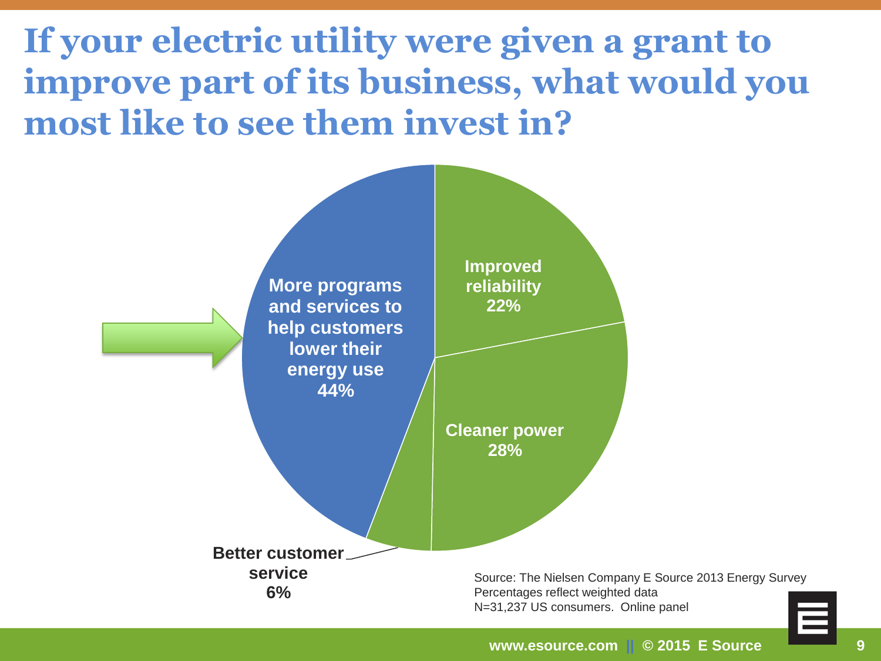# If your electric utility were given a grant to improve part of its business, what would you most like to see them invest in?

- More programs and services to help customers lower their energy use 44%
- Improved reliability 22%
- Cleaner power 28%
- Better customer service 6%

Source: The Nielsen Company E Source 2013 Energy Survey
Percentages reflect weighted data
N=31,237 US consumers. Online panel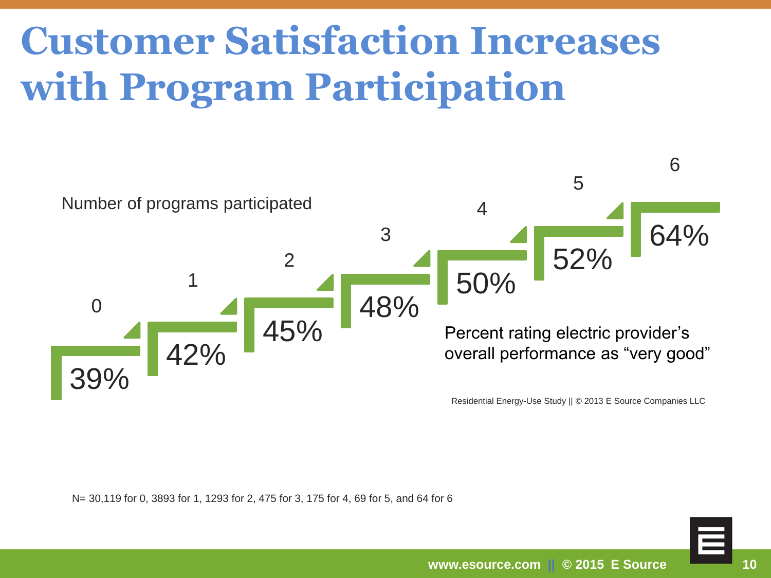# Customer Satisfaction Increases with Program Participation

Number of programs participated

| Number of programs participated | 0 | 1 | 2 | 3 | 4 | 5 | 6 |
|---|---|---|---|---|---|---|---|
| Percent rating electric provider's overall performance as "very good" | 39% | 42% | 45% | 48% | 50% | 52% | 64% |

Percent rating electric provider's overall performance as "very good"

Residential Energy-Use Study || © 2013 E Source Companies LLC

N= 30,119 for 0, 3893 for 1, 1293 for 2, 475 for 3, 175 for 4, 69 for 5, and 64 for 6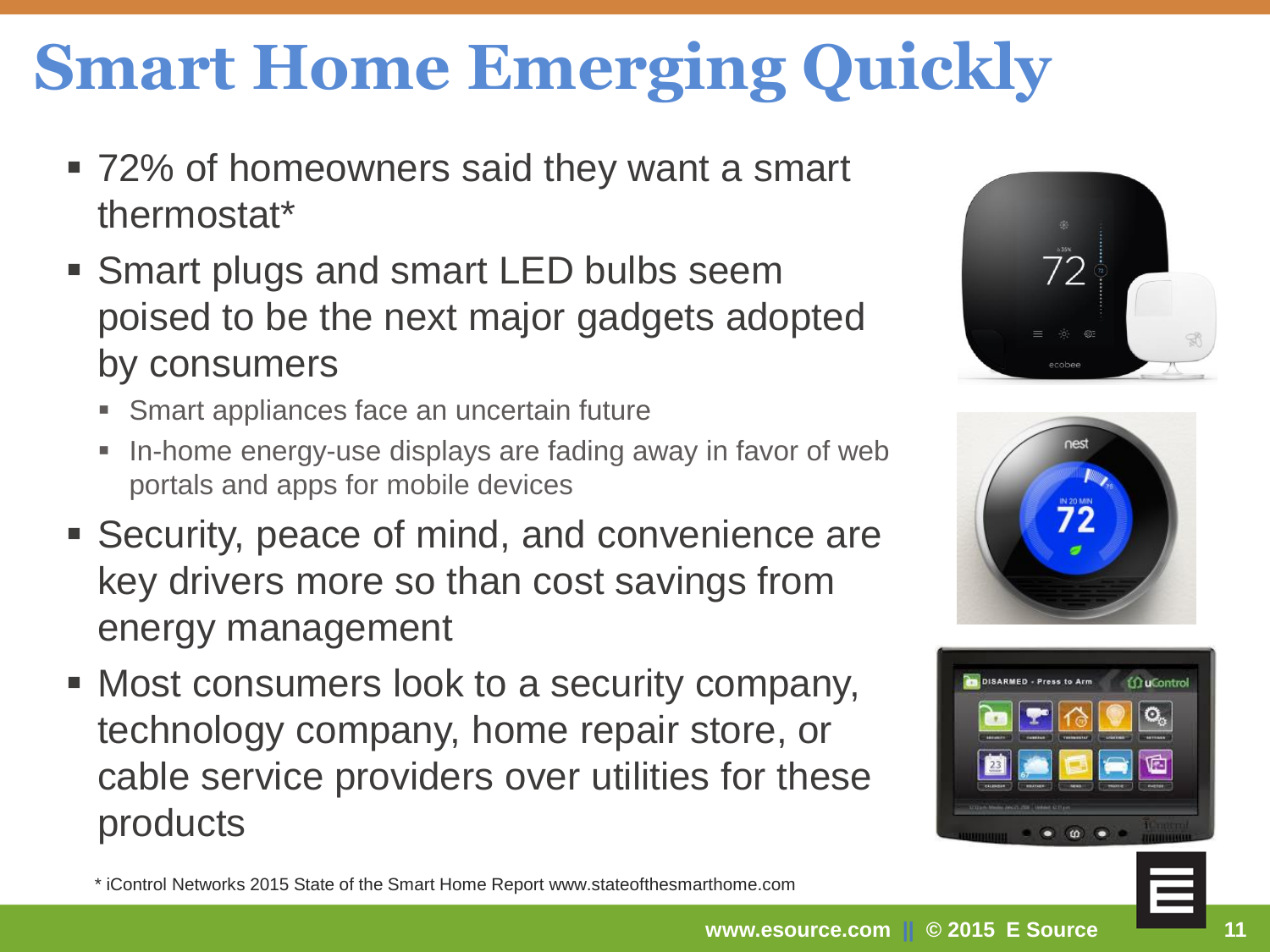# Smart Home Emerging Quickly

- 72% of homeowners said they want a smart thermostat*
- Smart plugs and smart LED bulbs seem poised to be the next major gadgets adopted by consumers
  - Smart appliances face an uncertain future
  - In-home energy-use displays are fading away in favor of web portals and apps for mobile devices
- Security, peace of mind, and convenience are key drivers more so than cost savings from energy management
- Most consumers look to a security company, technology company, home repair store, or cable service providers over utilities for these products

\* iControl Networks 2015 State of the Smart Home Report www.stateofthesmarthome.com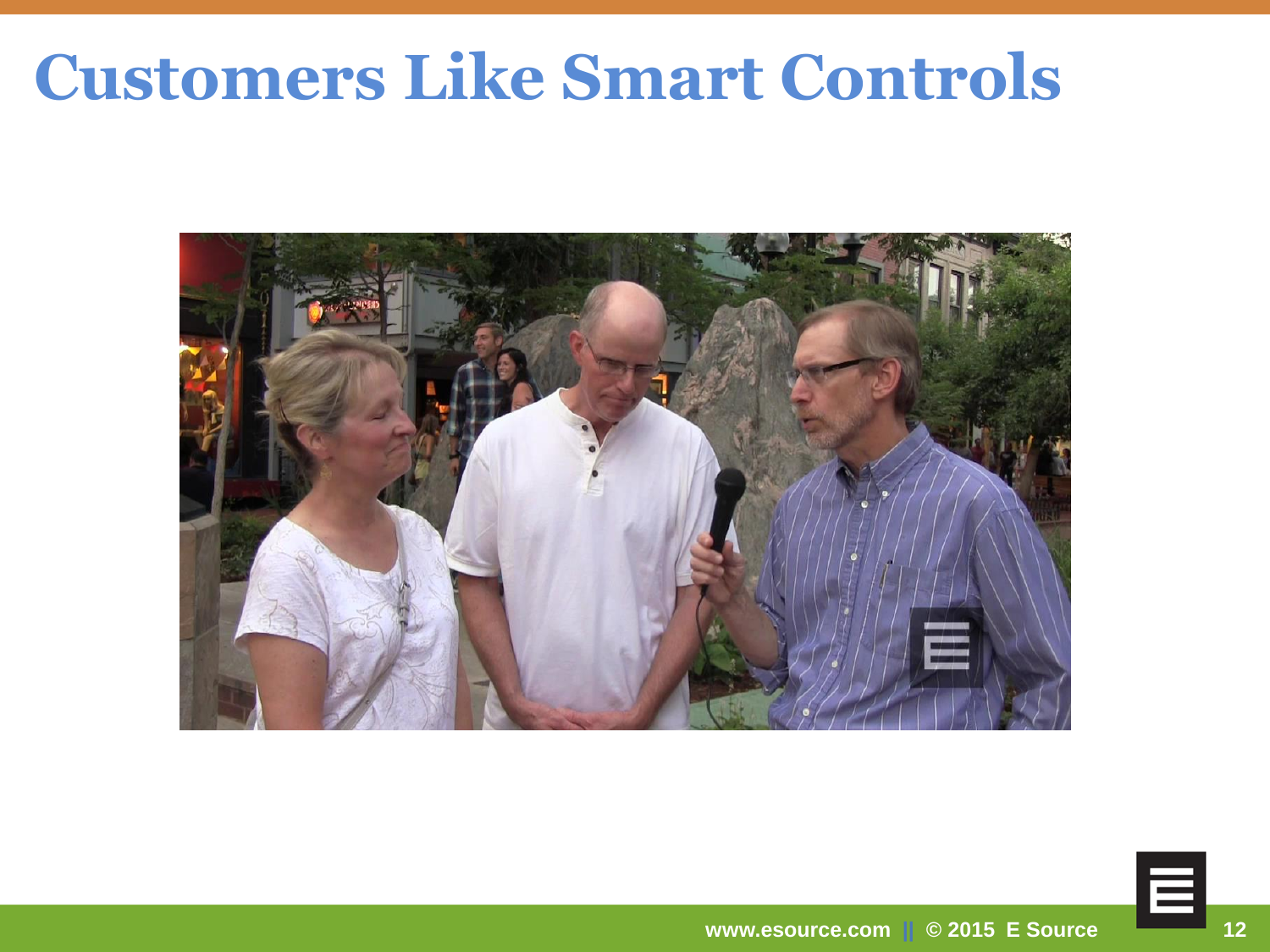# Customers Like Smart Controls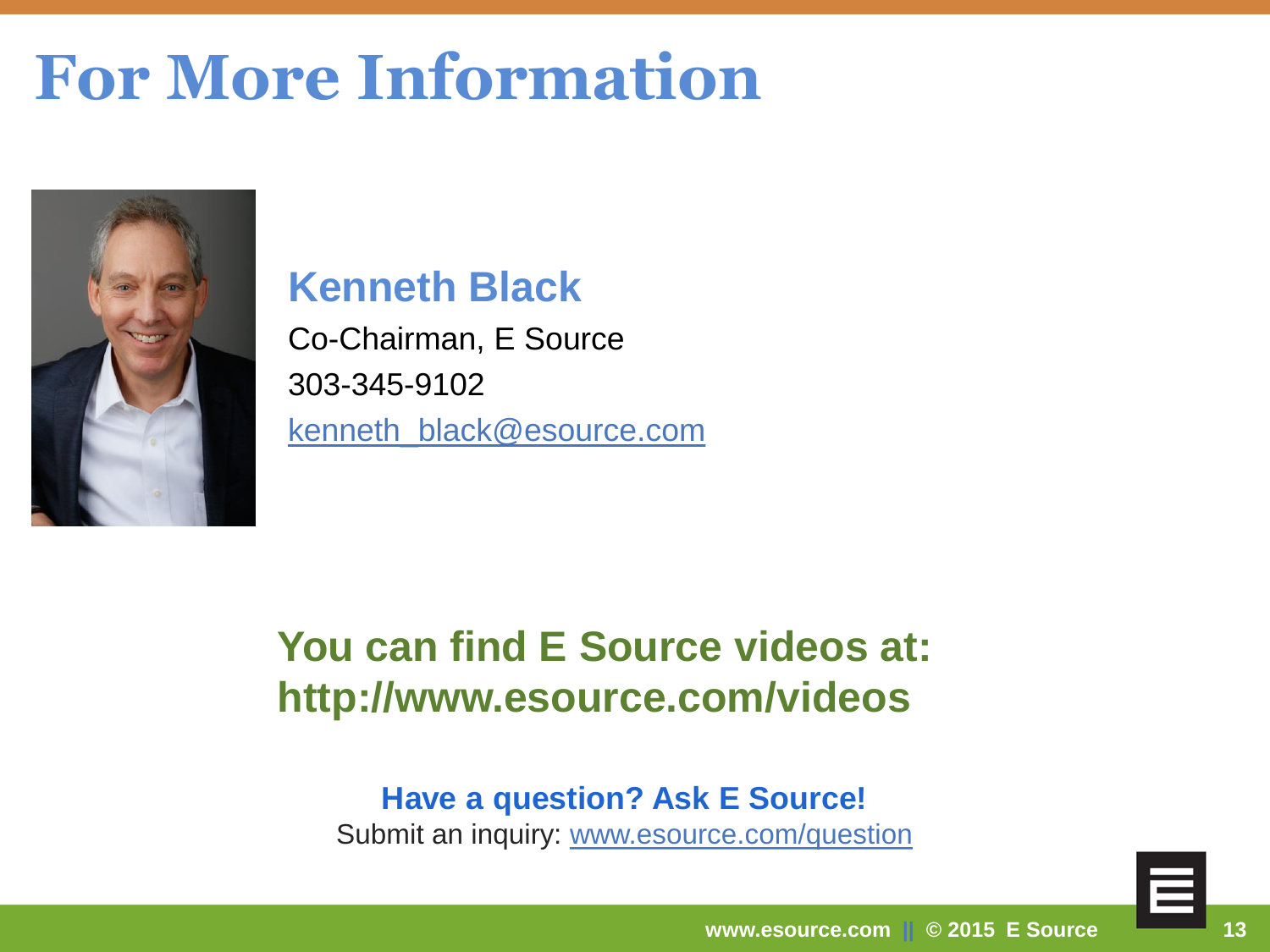# For More Information

## Kenneth Black

Co-Chairman, E Source

303-345-9102

kenneth_black@esource.com

**You can find E Source videos at: http://www.esource.com/videos**

**Have a question? Ask E Source!**

Submit an inquiry: www.esource.com/question